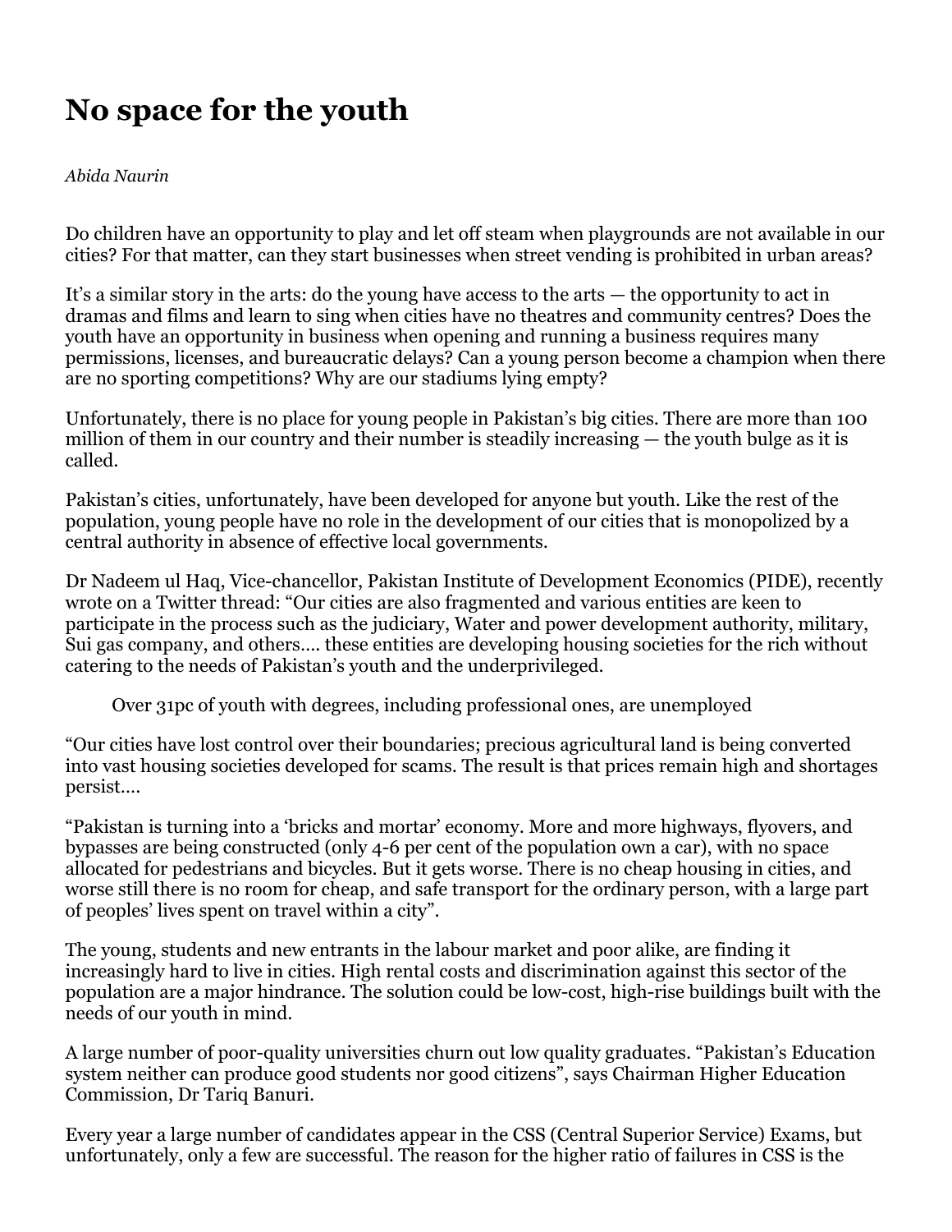# No space for the youth

*Abida Naurin*

Do children have an opportunity to play and let off steam when playgrounds are not available in our cities? For that matter, can they start businesses when street vending is prohibited in urban areas?

It's a similar story in the arts: do the young have access to the arts — the opportunity to act in dramas and films and learn to sing when cities have no theatres and community centres? Does the youth have an opportunity in business when opening and running a business requires many permissions, licenses, and bureaucratic delays? Can a young person become a champion when there are no sporting competitions? Why are our stadiums lying empty?

Unfortunately, there is no place for young people in Pakistan's big cities. There are more than 100 million of them in our country and their number is steadily increasing — the youth bulge as it is called.

Pakistan's cities, unfortunately, have been developed for anyone but youth. Like the rest of the population, young people have no role in the development of our cities that is monopolized by a central authority in absence of effective local governments.

Dr Nadeem ul Haq, Vice-chancellor, Pakistan Institute of Development Economics (PIDE), recently wrote on a Twitter thread: "Our cities are also fragmented and various entities are keen to participate in the process such as the judiciary, Water and power development authority, military, Sui gas company, and others…. these entities are developing housing societies for the rich without catering to the needs of Pakistan's youth and the underprivileged.

> Over 31pc of youth with degrees, including professional ones, are unemployed

"Our cities have lost control over their boundaries; precious agricultural land is being converted into vast housing societies developed for scams. The result is that prices remain high and shortages persist….

"Pakistan is turning into a 'bricks and mortar' economy. More and more highways, flyovers, and bypasses are being constructed (only 4-6 per cent of the population own a car), with no space allocated for pedestrians and bicycles. But it gets worse. There is no cheap housing in cities, and worse still there is no room for cheap, and safe transport for the ordinary person, with a large part of peoples' lives spent on travel within a city".

The young, students and new entrants in the labour market and poor alike, are finding it increasingly hard to live in cities. High rental costs and discrimination against this sector of the population are a major hindrance. The solution could be low-cost, high-rise buildings built with the needs of our youth in mind.

A large number of poor-quality universities churn out low quality graduates. "Pakistan's Education system neither can produce good students nor good citizens", says Chairman Higher Education Commission, Dr Tariq Banuri.

Every year a large number of candidates appear in the CSS (Central Superior Service) Exams, but unfortunately, only a few are successful. The reason for the higher ratio of failures in CSS is the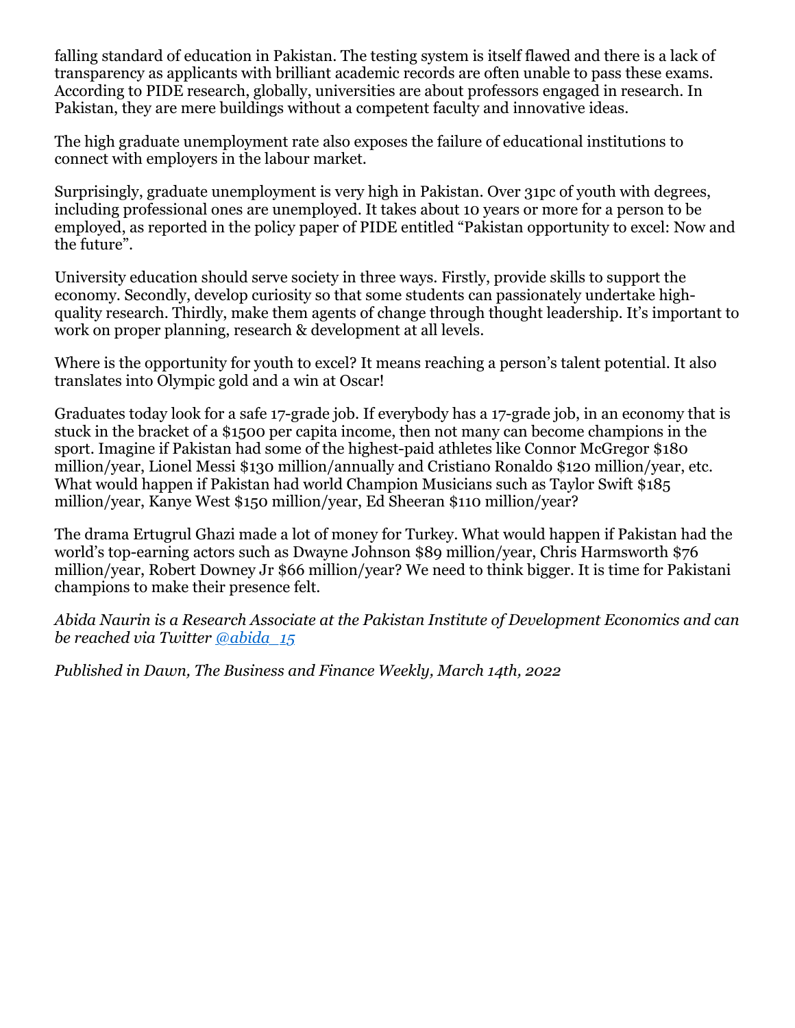falling standard of education in Pakistan. The testing system is itself flawed and there is a lack of transparency as applicants with brilliant academic records are often unable to pass these exams. According to PIDE research, globally, universities are about professors engaged in research. In Pakistan, they are mere buildings without a competent faculty and innovative ideas.

The high graduate unemployment rate also exposes the failure of educational institutions to connect with employers in the labour market.

Surprisingly, graduate unemployment is very high in Pakistan. Over 31pc of youth with degrees, including professional ones are unemployed. It takes about 10 years or more for a person to be employed, as reported in the policy paper of PIDE entitled "Pakistan opportunity to excel: Now and the future".

University education should serve society in three ways. Firstly, provide skills to support the economy. Secondly, develop curiosity so that some students can passionately undertake high-quality research. Thirdly, make them agents of change through thought leadership. It's important to work on proper planning, research & development at all levels.

Where is the opportunity for youth to excel? It means reaching a person's talent potential. It also translates into Olympic gold and a win at Oscar!

Graduates today look for a safe 17-grade job. If everybody has a 17-grade job, in an economy that is stuck in the bracket of a $1500 per capita income, then not many can become champions in the sport. Imagine if Pakistan had some of the highest-paid athletes like Connor McGregor $180 million/year, Lionel Messi $130 million/annually and Cristiano Ronaldo $120 million/year, etc. What would happen if Pakistan had world Champion Musicians such as Taylor Swift $185 million/year, Kanye West $150 million/year, Ed Sheeran $110 million/year?

The drama Ertugrul Ghazi made a lot of money for Turkey. What would happen if Pakistan had the world's top-earning actors such as Dwayne Johnson $89 million/year, Chris Harmsworth $76 million/year, Robert Downey Jr $66 million/year? We need to think bigger. It is time for Pakistani champions to make their presence felt.

*Abida Naurin is a Research Associate at the Pakistan Institute of Development Economics and can be reached via Twitter [@abida_15]*

*Published in Dawn, The Business and Finance Weekly, March 14th, 2022*